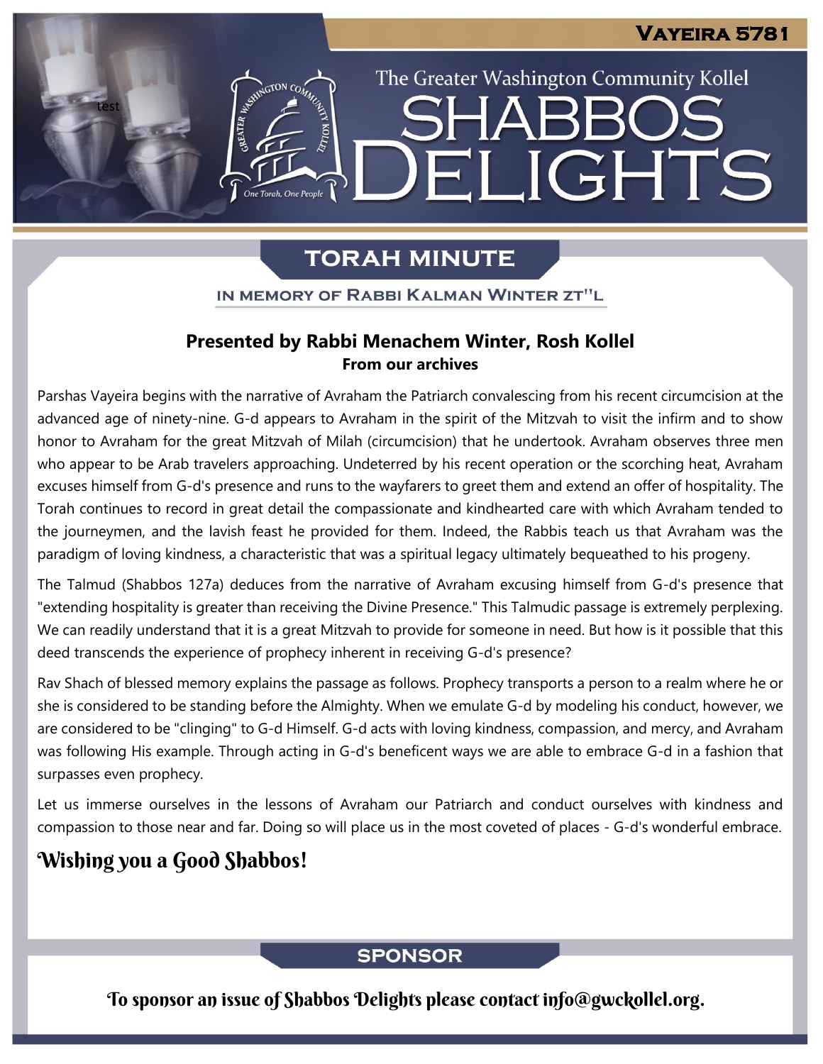Vayeira 5781

The Greater Washington Community Kollel

# Shabbos Delights

## Torah Minute

In memory of Rabbi Kalman Winter zt"l

**Presented by Rabbi Menachem Winter, Rosh Kollel**
**From our archives**

Parshas Vayeira begins with the narrative of Avraham the Patriarch convalescing from his recent circumcision at the advanced age of ninety-nine. G-d appears to Avraham in the spirit of the Mitzvah to visit the infirm and to show honor to Avraham for the great Mitzvah of Milah (circumcision) that he undertook. Avraham observes three men who appear to be Arab travelers approaching. Undeterred by his recent operation or the scorching heat, Avraham excuses himself from G-d's presence and runs to the wayfarers to greet them and extend an offer of hospitality. The Torah continues to record in great detail the compassionate and kindhearted care with which Avraham tended to the journeymen, and the lavish feast he provided for them. Indeed, the Rabbis teach us that Avraham was the paradigm of loving kindness, a characteristic that was a spiritual legacy ultimately bequeathed to his progeny.

The Talmud (Shabbos 127a) deduces from the narrative of Avraham excusing himself from G-d's presence that "extending hospitality is greater than receiving the Divine Presence." This Talmudic passage is extremely perplexing. We can readily understand that it is a great Mitzvah to provide for someone in need. But how is it possible that this deed transcends the experience of prophecy inherent in receiving G-d's presence?

Rav Shach of blessed memory explains the passage as follows. Prophecy transports a person to a realm where he or she is considered to be standing before the Almighty. When we emulate G-d by modeling his conduct, however, we are considered to be "clinging" to G-d Himself. G-d acts with loving kindness, compassion, and mercy, and Avraham was following His example. Through acting in G-d's beneficent ways we are able to embrace G-d in a fashion that surpasses even prophecy.

Let us immerse ourselves in the lessons of Avraham our Patriarch and conduct ourselves with kindness and compassion to those near and far. Doing so will place us in the most coveted of places - G-d's wonderful embrace.

**Wishing you a Good Shabbos!**

## Sponsor

To sponsor an issue of Shabbos Delights please contact info@gwckollel.org.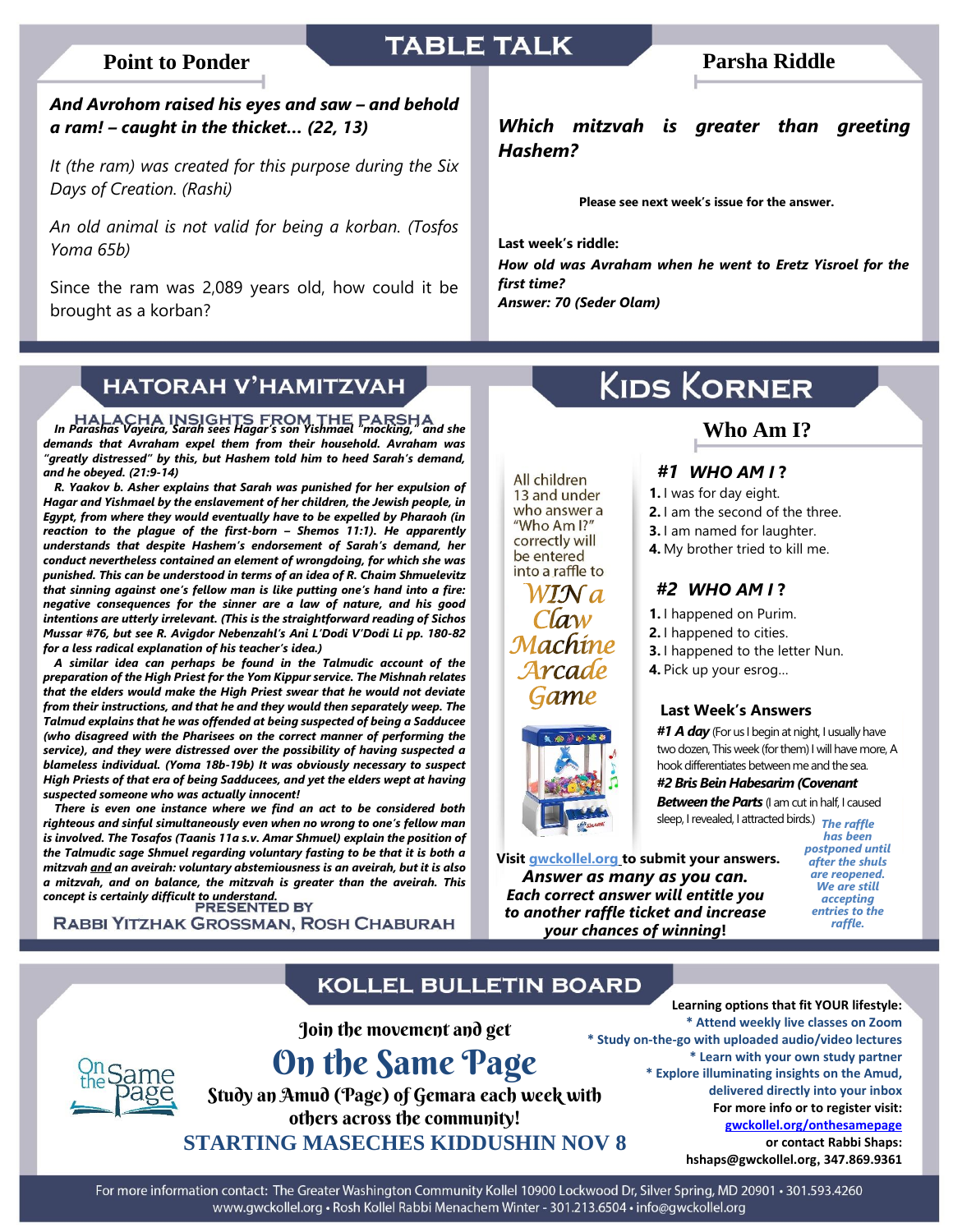# TABLE TALK

## Point to Ponder

***And Avrohom raised his eyes and saw – and behold a ram! – caught in the thicket... (22, 13)***

*It (the ram) was created for this purpose during the Six Days of Creation. (Rashi)*

*An old animal is not valid for being a korban. (Tosfos Yoma 65b)*

Since the ram was 2,089 years old, how could it be brought as a korban?

## Parsha Riddle

***Which mitzvah is greater than greeting Hashem?***

**Please see next week's issue for the answer.**

**Last week's riddle:**

***How old was Avraham when he went to Eretz Yisroel for the first time?***

***Answer: 70 (Seder Olam)***

# HATORAH V'HAMITZVAH

## HALACHA INSIGHTS FROM THE PARSHA

***In Parashas Vayeira, Sarah sees Hagar's son Yishmael "mocking," and she demands that Avraham expel them from their household. Avraham was "greatly distressed" by this, but Hashem told him to heed Sarah's demand, and he obeyed. (21:9-14)***

***R. Yaakov b. Asher explains that Sarah was punished for her expulsion of Hagar and Yishmael by the enslavement of her children, the Jewish people, in Egypt, from where they would eventually have to be expelled by Pharaoh (in reaction to the plague of the first-born – Shemos 11:1). He apparently understands that despite Hashem's endorsement of Sarah's demand, her conduct nevertheless contained an element of wrongdoing, for which she was punished. This can be understood in terms of an idea of R. Chaim Shmuelevitz that sinning against one's fellow man is like putting one's hand into a fire: negative consequences for the sinner are a law of nature, and his good intentions are utterly irrelevant. (This is the straightforward reading of Sichos Mussar #76, but see R. Avigdor Nebenzahl's Ani L'Dodi V'Dodi Li pp. 180-82 for a less radical explanation of his teacher's idea.)***

***A similar idea can perhaps be found in the Talmudic account of the preparation of the High Priest for the Yom Kippur service. The Mishnah relates that the elders would make the High Priest swear that he would not deviate from their instructions, and that he would then separately weep. The Talmud explains that he was offended at being suspected of being a Sadducee (who disagreed with the Pharisees on the correct manner of performing the service), and they were distressed over the possibility of having suspected a blameless individual. (Yoma 18b-19b) It was obviously necessary to suspect High Priests of that era of being Sadducees, and yet the elders wept at having suspected someone who was actually innocent!***

***There is even one instance where we find an act to be considered both righteous and sinful simultaneously even when no wrong to one's fellow man is involved. The Tosafos (Taanis 11a s.v. Amar Shmuel) explain the position of the Talmudic sage Shmuel regarding voluntary fasting to be that it is both a mitzvah <u>and</u> an aveirah: voluntary abstemiousness is an aveirah, but it is also a mitzvah, and on balance, the mitzvah is greater than the aveirah. This concept is certainly difficult to understand.***

PRESENTED BY
RABBI YITZHAK GROSSMAN, ROSH CHABURAH

# KIDS KORNER

## Who Am I?

All children 13 and under who answer a "Who Am I?" correctly will be entered into a raffle to **WIN a Claw Machine Arcade Game**

### #1 WHO AM I ?

1. I was for day eight.
2. I am the second of the three.
3. I am named for laughter.
4. My brother tried to kill me.

### #2 WHO AM I ?

1. I happened on Purim.
2. I happened to cities.
3. I happened to the letter Nun.
4. Pick up your esrog...

### Last Week's Answers

***#1 A day*** (For us I begin at night, I usually have two dozen, This week (for them) I will have more, A hook differentiates between me and the sea.

***#2 Bris Bein Habesarim (Covenant Between the Parts*** (I am cut in half, I caused sleep, I revealed, I attracted birds.)

*The raffle has been postponed until after the shuls are reopened. We are still accepting entries to the raffle.*

**Visit gwckollel.org to submit your answers.**

***Answer as many as you can. Each correct answer will entitle you to another raffle ticket and increase your chances of winning!***

# KOLLEL BULLETIN BOARD

Join the movement and get

## On the Same Page

Study an Amud (Page) of Gemara each week with others across the community!

**STARTING MASECHES KIDDUSHIN NOV 8**

**Learning options that fit YOUR lifestyle:**

- **Attend weekly live classes on Zoom**
- **Study on-the-go with uploaded audio/video lectures**
- **Learn with your own study partner**
- **Explore illuminating insights on the Amud, delivered directly into your inbox**

**For more info or to register visit: gwckollel.org/onthesamepage**

**or contact Rabbi Shaps: hshaps@gwckollel.org, 347.869.9361**

For more information contact: The Greater Washington Community Kollel 10900 Lockwood Dr, Silver Spring, MD 20901 • 301.593.4260
www.gwckollel.org • Rosh Kollel Rabbi Menachem Winter - 301.213.6504 • info@gwckollel.org